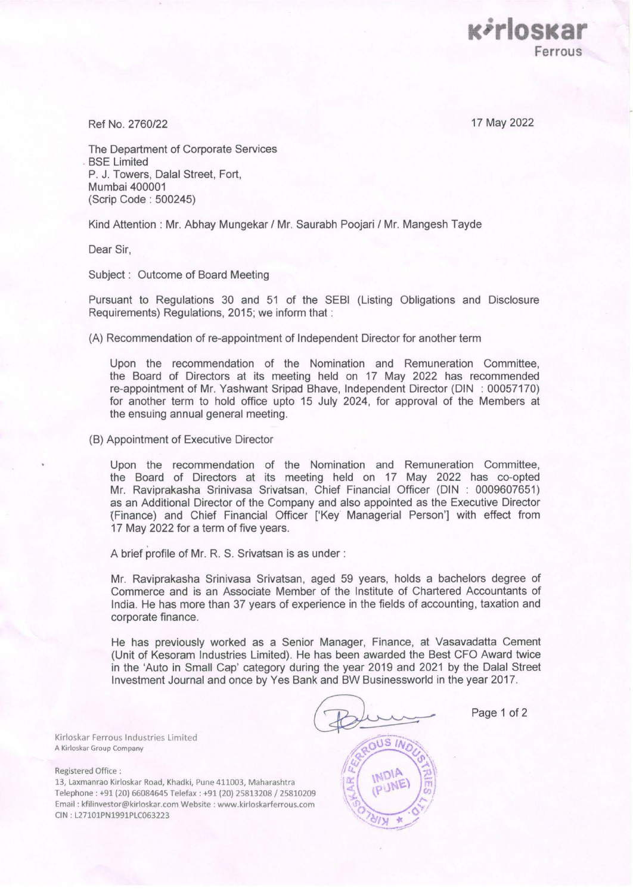Ref No. 2760/22

17 May 2022

The Department of Corporate Services
BSE Limited
P. J. Towers, Dalal Street, Fort,
Mumbai 400001
(Scrip Code : 500245)

Kind Attention : Mr. Abhay Mungekar / Mr. Saurabh Poojari / Mr. Mangesh Tayde

Dear Sir,

Subject : Outcome of Board Meeting

Pursuant to Regulations 30 and 51 of the SEBI (Listing Obligations and Disclosure Requirements) Regulations, 2015; we inform that :

(A) Recommendation of re-appointment of Independent Director for another term

Upon the recommendation of the Nomination and Remuneration Committee, the Board of Directors at its meeting held on 17 May 2022 has recommended re-appointment of Mr. Yashwant Sripad Bhave, Independent Director (DIN : 00057170) for another term to hold office upto 15 July 2024, for approval of the Members at the ensuing annual general meeting.

(B) Appointment of Executive Director

Upon the recommendation of the Nomination and Remuneration Committee, the Board of Directors at its meeting held on 17 May 2022 has co-opted Mr. Raviprakasha Srinivasa Srivatsan, Chief Financial Officer (DIN : 0009607651) as an Additional Director of the Company and also appointed as the Executive Director (Finance) and Chief Financial Officer ['Key Managerial Person'] with effect from 17 May 2022 for a term of five years.

A brief profile of Mr. R. S. Srivatsan is as under :

Mr. Raviprakasha Srinivasa Srivatsan, aged 59 years, holds a bachelors degree of Commerce and is an Associate Member of the Institute of Chartered Accountants of India. He has more than 37 years of experience in the fields of accounting, taxation and corporate finance.

He has previously worked as a Senior Manager, Finance, at Vasavadatta Cement (Unit of Kesoram Industries Limited). He has been awarded the Best CFO Award twice in the 'Auto in Small Cap' category during the year 2019 and 2021 by the Dalal Street Investment Journal and once by Yes Bank and BW Businessworld in the year 2017.

Kirloskar Ferrous Industries Limited
A Kirloskar Group Company

Registered Office :
13, Laxmanrao Kirloskar Road, Khadki, Pune 411003, Maharashtra
Telephone : +91 (20) 66084645 Telefax : +91 (20) 25813208 / 25810209
Email : kfilinvestor@kirloskar.com Website : www.kirloskarferrous.com
CIN : L27101PN1991PLC063223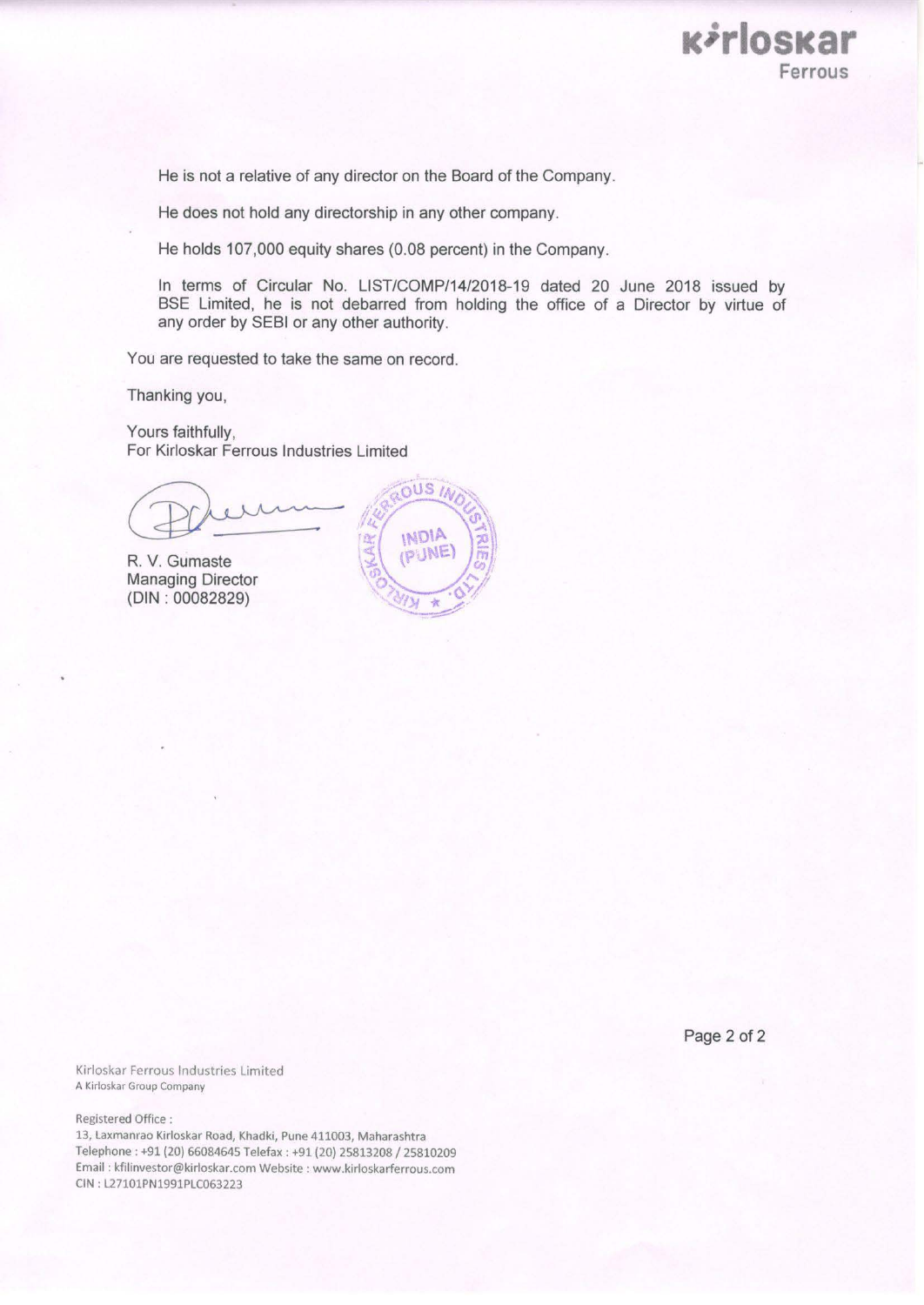He is not a relative of any director on the Board of the Company.

He does not hold any directorship in any other company.

He holds 107,000 equity shares (0.08 percent) in the Company.

In terms of Circular No. LIST/COMP/14/2018-19 dated 20 June 2018 issued by BSE Limited, he is not debarred from holding the office of a Director by virtue of any order by SEBI or any other authority.

You are requested to take the same on record.

Thanking you,

Yours faithfully,
For Kirloskar Ferrous Industries Limited

R. V. Gumaste
Managing Director
(DIN : 00082829)

Kirloskar Ferrous Industries Limited
A Kirloskar Group Company

Registered Office :
13, Laxmanrao Kirloskar Road, Khadki, Pune 411003, Maharashtra
Telephone : +91 (20) 66084645 Telefax : +91 (20) 25813208 / 25810209
Email : kfilinvestor@kirloskar.com Website : www.kirloskarferrous.com
CIN : L27101PN1991PLC063223